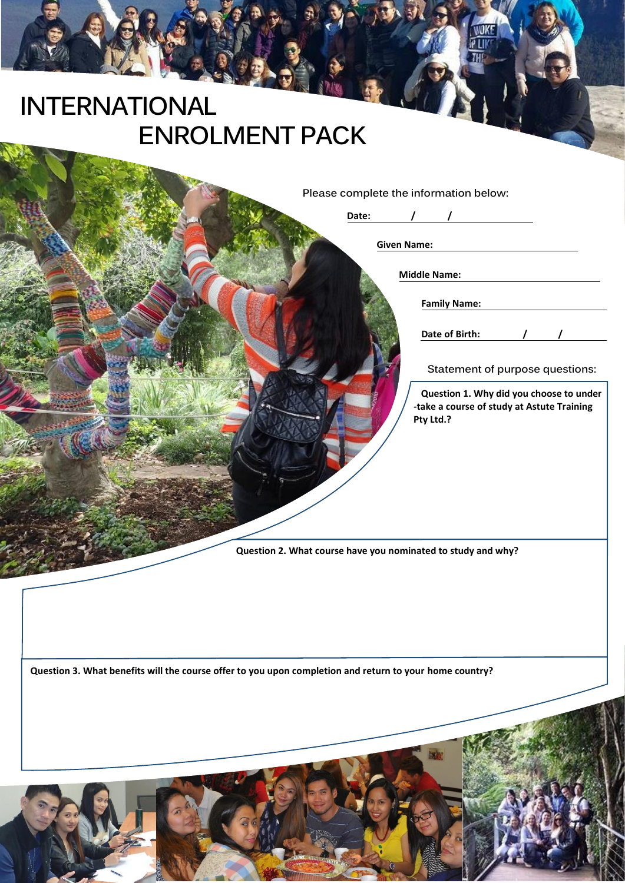# INTERNATIONAL ENROLMENT PACK

Please complete the information below:

**Date:** / /

**Given Name:**

**Middle Name:**

**Family Name:**

**Date of Birth:** / /

Statement of purpose questions:

**Question 1. Why did you choose to under -take a course of study at Astute Training Pty Ltd.?**

**Question 2. What course have you nominated to study and why?**

**Question 3. What benefits will the course offer to you upon completion and return to your home country?**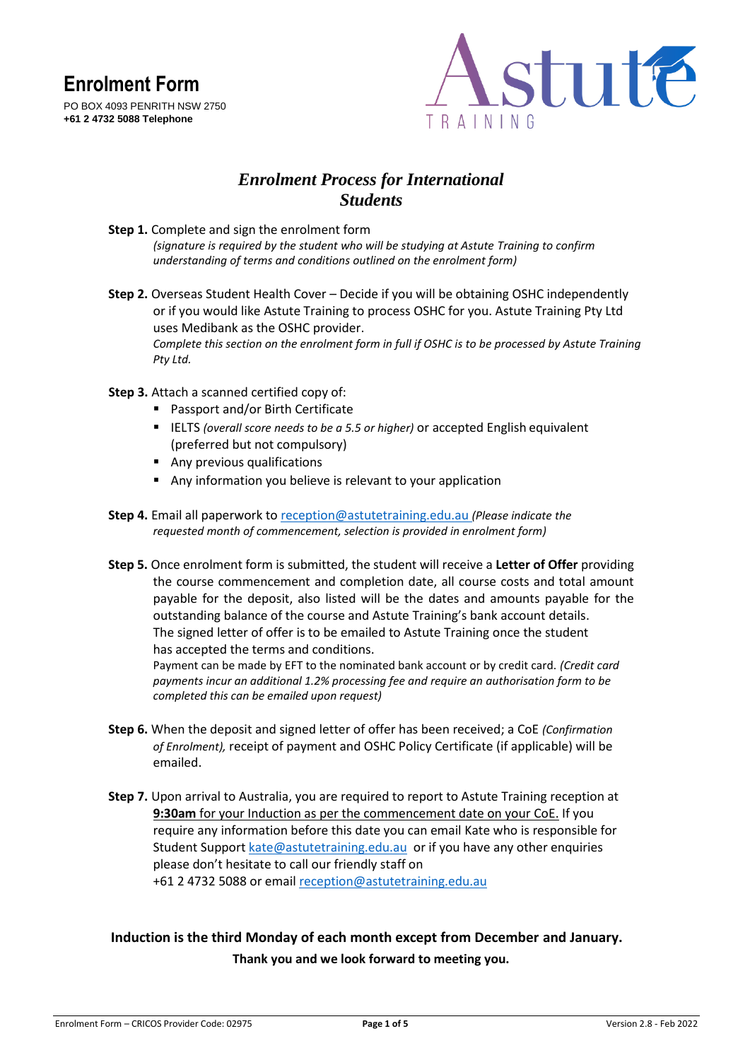# Enrolment Form

PO BOX 4093 PENRITH NSW 2750
**+61 2 4732 5088 Telephone**

## *Enrolment Process for International Students*

**Step 1.** Complete and sign the enrolment form
*(signature is required by the student who will be studying at Astute Training to confirm understanding of terms and conditions outlined on the enrolment form)*

**Step 2.** Overseas Student Health Cover – Decide if you will be obtaining OSHC independently or if you would like Astute Training to process OSHC for you. Astute Training Pty Ltd uses Medibank as the OSHC provider.
*Complete this section on the enrolment form in full if OSHC is to be processed by Astute Training Pty Ltd.*

**Step 3.** Attach a scanned certified copy of:

- Passport and/or Birth Certificate
- IELTS *(overall score needs to be a 5.5 or higher)* or accepted English equivalent (preferred but not compulsory)
- Any previous qualifications
- Any information you believe is relevant to your application

**Step 4.** Email all paperwork to reception@astutetraining.edu.au *(Please indicate the requested month of commencement, selection is provided in enrolment form)*

**Step 5.** Once enrolment form is submitted, the student will receive a **Letter of Offer** providing the course commencement and completion date, all course costs and total amount payable for the deposit, also listed will be the dates and amounts payable for the outstanding balance of the course and Astute Training's bank account details.
The signed letter of offer is to be emailed to Astute Training once the student has accepted the terms and conditions.
Payment can be made by EFT to the nominated bank account or by credit card. *(Credit card payments incur an additional 1.2% processing fee and require an authorisation form to be completed this can be emailed upon request)*

**Step 6.** When the deposit and signed letter of offer has been received; a CoE *(Confirmation of Enrolment),* receipt of payment and OSHC Policy Certificate (if applicable) will be emailed.

**Step 7.** Upon arrival to Australia, you are required to report to Astute Training reception at **9:30am** for your Induction as per the commencement date on your CoE. If you require any information before this date you can email Kate who is responsible for Student Support kate@astutetraining.edu.au or if you have any other enquiries please don't hesitate to call our friendly staff on +61 2 4732 5088 or email reception@astutetraining.edu.au

**Induction is the third Monday of each month except from December and January.**

**Thank you and we look forward to meeting you.**

Enrolment Form – CRICOS Provider Code: 02975 | Version 2.8 - Feb 2022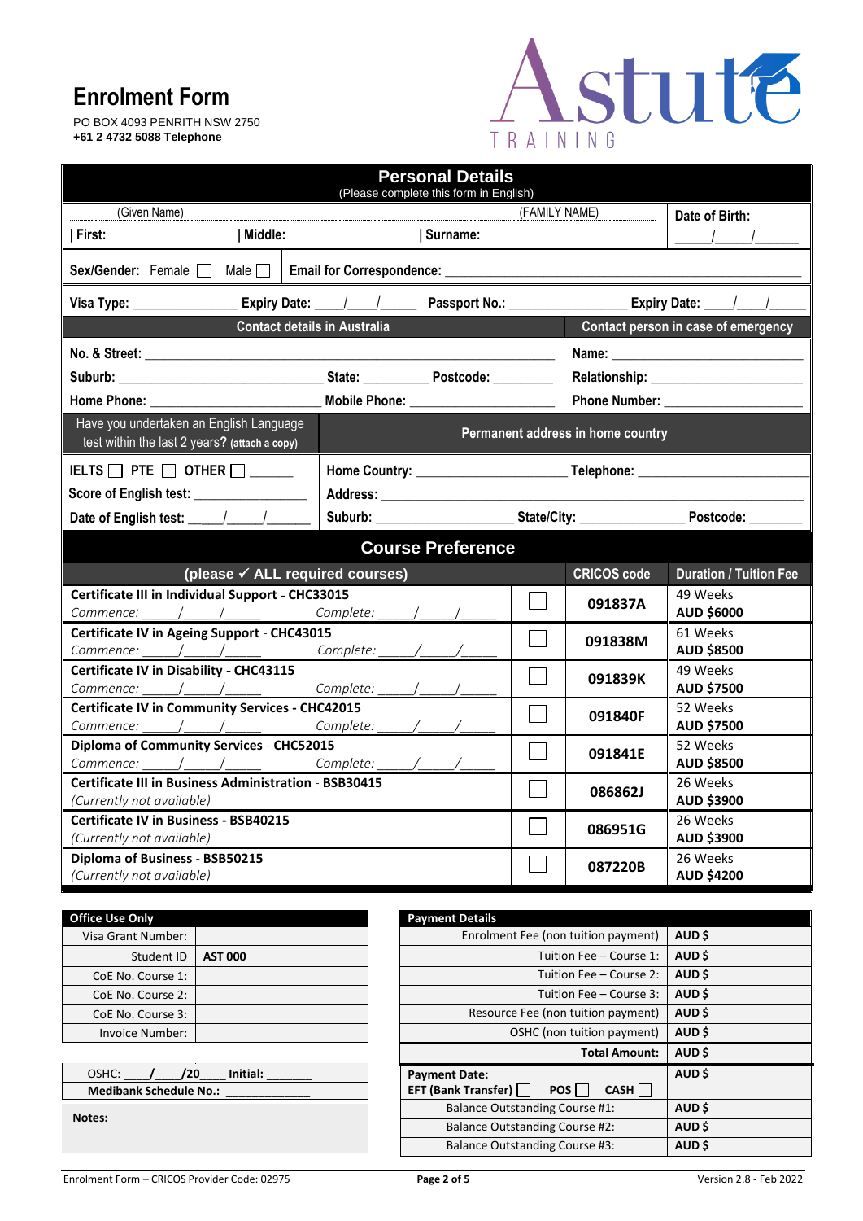# Enrolment Form

PO BOX 4093 PENRITH NSW 2750
**+61 2 4732 5088 Telephone**

Astute TRAINING

## Personal Details

(Please complete this form in English)

| (Given Name) | | (FAMILY NAME) | Date of Birth: |
|---|---|---|---|
| **First:** | **Middle:** | **Surname:** | ____/____/______ |

**Sex/Gender:** Female ☐ Male ☐ | **Email for Correspondence:** ______________________________

**Visa Type:** ______________ **Expiry Date:** ____/____/_____ | **Passport No.:** ______________ **Expiry Date:** ____/____/____

| Contact details in Australia | Contact person in case of emergency |
|---|---|
| **No. & Street:** ______________________________ | **Name:** ____________________ |
| **Suburb:** ____________________ **State:** ________ **Postcode:** ________ | **Relationship:** ____________________ |
| **Home Phone:** ____________________ **Mobile Phone:** ____________________ | **Phone Number:** ____________________ |

| Have you undertaken an English Language test within the last 2 years? (attach a copy) | Permanent address in home country |
|---|---|
| **IELTS** ☐ **PTE** ☐ **OTHER** ☐ ______ | **Home Country:** ____________________ **Telephone:** ____________________ |
| **Score of English test:** ______________ | **Address:** ______________________________ |
| **Date of English test:** ____/____/______ | **Suburb:** __________________ **State/City:** ______________ **Postcode:** ________ |

## Course Preference

| (please ✓ ALL required courses) | | CRICOS code | Duration / Tuition Fee |
|---|---|---|---|
| **Certificate III in Individual Support - CHC33015**<br>*Commence: ____/____/______ Complete: ____/____/______* | ☐ | 091837A | 49 Weeks<br>**AUD $6000** |
| **Certificate IV in Ageing Support - CHC43015**<br>*Commence: ____/____/______ Complete: ____/____/______* | ☐ | 091838M | 61 Weeks<br>**AUD $8500** |
| **Certificate IV in Disability - CHC43115**<br>*Commence: ____/____/______ Complete: ____/____/______* | ☐ | 091839K | 49 Weeks<br>**AUD $7500** |
| **Certificate IV in Community Services - CHC42015**<br>*Commence: ____/____/______ Complete: ____/____/______* | ☐ | 091840F | 52 Weeks<br>**AUD $7500** |
| **Diploma of Community Services - CHC52015**<br>*Commence: ____/____/______ Complete: ____/____/______* | ☐ | 091841E | 52 Weeks<br>**AUD $8500** |
| **Certificate III in Business Administration - BSB30415**<br>*(Currently not available)* | ☐ | 086862J | 26 Weeks<br>**AUD $3900** |
| **Certificate IV in Business - BSB40215**<br>*(Currently not available)* | ☐ | 086951G | 26 Weeks<br>**AUD $3900** |
| **Diploma of Business - BSB50215**<br>*(Currently not available)* | ☐ | 087220B | 26 Weeks<br>**AUD $4200** |

| Office Use Only | |
|---|---|
| Visa Grant Number: | |
| Student ID | **AST 000** |
| CoE No. Course 1: | |
| CoE No. Course 2: | |
| CoE No. Course 3: | |
| Invoice Number: | |

OSHC: ____/____/20____ **Initial:** _______

**Medibank Schedule No.:** ____________

**Notes:**

| Payment Details | |
|---|---|
| Enrolment Fee (non tuition payment) | **AUD $** |
| Tuition Fee – Course 1: | **AUD $** |
| Tuition Fee – Course 2: | **AUD $** |
| Tuition Fee – Course 3: | **AUD $** |
| Resource Fee (non tuition payment) | **AUD $** |
| OSHC (non tuition payment) | **AUD $** |
| **Total Amount:** | **AUD $** |
| **Payment Date:**<br>**EFT (Bank Transfer)** ☐ **POS** ☐ **CASH** ☐ | **AUD $** |
| Balance Outstanding Course #1: | **AUD $** |
| Balance Outstanding Course #2: | **AUD $** |
| Balance Outstanding Course #3: | **AUD $** |

Enrolment Form – CRICOS Provider Code: 02975 | Version 2.8 - Feb 2022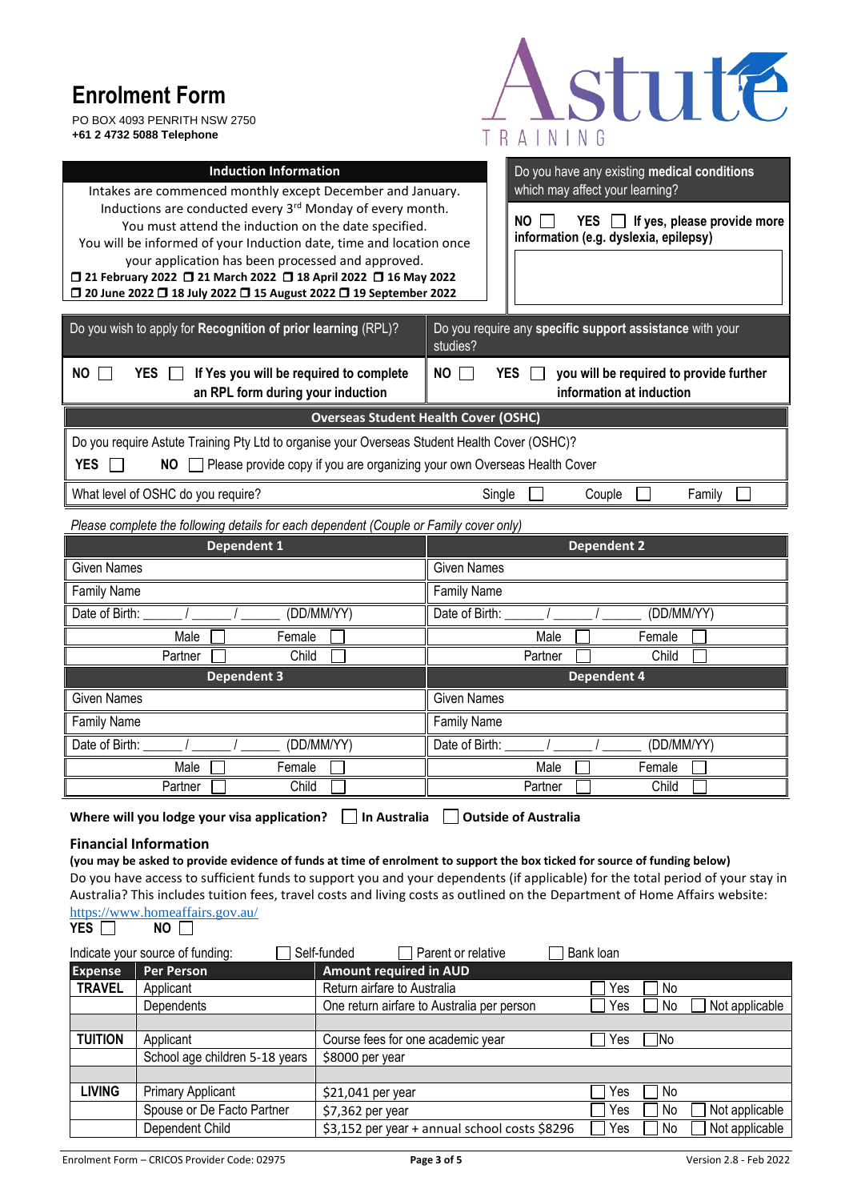# Enrolment Form

PO BOX 4093 PENRITH NSW 2750
**+61 2 4732 5088 Telephone**

Astute TRAINING

| **Induction Information** |
|---|
| Intakes are commenced monthly except December and January. Inductions are conducted every 3rd Monday of every month. You must attend the induction on the date specified. You will be informed of your Induction date, time and location once your application has been processed and approved. |
| ☐ **21 February 2022** ☐ **21 March 2022** ☐ **18 April 2022** ☐ **16 May 2022** |
| ☐ **20 June 2022** ☐ **18 July 2022** ☐ **15 August 2022** ☐ **19 September 2022** |

| Do you have any existing **medical conditions** which may affect your learning? |
|---|
| **NO** ☐ **YES** ☐ **If yes, please provide more information (e.g. dyslexia, epilepsy)** |
| |

| Do you wish to apply for **Recognition of prior learning** (RPL)? | Do you require any **specific support assistance** with your studies? |
|---|---|
| **NO** ☐ **YES** ☐ **If Yes you will be required to complete an RPL form during your induction** | **NO** ☐ **YES** ☐ **you will be required to provide further information at induction** |

| **Overseas Student Health Cover (OSHC)** | | | |
|---|---|---|---|
| Do you require Astute Training Pty Ltd to organise your Overseas Student Health Cover (OSHC)? **YES** ☐ **NO** ☐ Please provide copy if you are organizing your own Overseas Health Cover | | | |
| What level of OSHC do you require? | Single ☐ | Couple ☐ | Family ☐ |

*Please complete the following details for each dependent (Couple or Family cover only)*

| **Dependent 1** | | **Dependent 2** | |
|---|---|---|---|
| Given Names | | Given Names | |
| Family Name | | Family Name | |
| Date of Birth: ______ / ______ / ______ (DD/MM/YY) | | Date of Birth: ______ / ______ / ______ (DD/MM/YY) | |
| Male ☐ | Female ☐ | Male ☐ | Female ☐ |
| Partner ☐ | Child ☐ | Partner ☐ | Child ☐ |
| **Dependent 3** | | **Dependent 4** | |
| Given Names | | Given Names | |
| Family Name | | Family Name | |
| Date of Birth: ______ / ______ / ______ (DD/MM/YY) | | Date of Birth: ______ / ______ / ______ (DD/MM/YY) | |
| Male ☐ | Female ☐ | Male ☐ | Female ☐ |
| Partner ☐ | Child ☐ | Partner ☐ | Child ☐ |

**Where will you lodge your visa application?** ☐ **In Australia** ☐ **Outside of Australia**

## Financial Information

**(you may be asked to provide evidence of funds at time of enrolment to support the box ticked for source of funding below)**

Do you have access to sufficient funds to support you and your dependents (if applicable) for the total period of your stay in Australia? This includes tuition fees, travel costs and living costs as outlined on the Department of Home Affairs website: https://www.homeaffairs.gov.au/

**YES** ☐ **NO** ☐

Indicate your source of funding: ☐ Self-funded ☐ Parent or relative ☐ Bank loan

| **Expense** | **Per Person** | **Amount required in AUD** | | | |
|---|---|---|---|---|---|
| **TRAVEL** | Applicant | Return airfare to Australia | ☐ Yes | ☐ No | |
| | Dependents | One return airfare to Australia per person | ☐ Yes | ☐ No | ☐ Not applicable |
| | | | | | |
| **TUITION** | Applicant | Course fees for one academic year | ☐ Yes | ☐ No | |
| | School age children 5-18 years | $8000 per year | | | |
| | | | | | |
| **LIVING** | Primary Applicant | $21,041 per year | ☐ Yes | ☐ No | |
| | Spouse or De Facto Partner | $7,362 per year | ☐ Yes | ☐ No | ☐ Not applicable |
| | Dependent Child | $3,152 per year + annual school costs $8296 | ☐ Yes | ☐ No | ☐ Not applicable |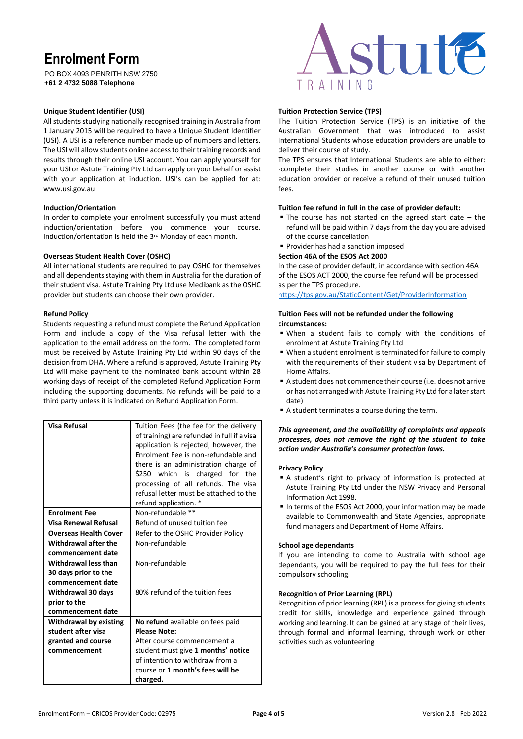# Enrolment Form

PO BOX 4093 PENRITH NSW 2750
**+61 2 4732 5088 Telephone**

**Unique Student Identifier (USI)**

All students studying nationally recognised training in Australia from 1 January 2015 will be required to have a Unique Student Identifier (USI). A USI is a reference number made up of numbers and letters. The USI will allow students online access to their training records and results through their online USI account. You can apply yourself for your USI or Astute Training Pty Ltd can apply on your behalf or assist with your application at induction. USI's can be applied for at: www.usi.gov.au

**Induction/Orientation**

In order to complete your enrolment successfully you must attend induction/orientation before you commence your course. Induction/orientation is held the 3rd Monday of each month.

**Overseas Student Health Cover (OSHC)**

All international students are required to pay OSHC for themselves and all dependents staying with them in Australia for the duration of their student visa. Astute Training Pty Ltd use Medibank as the OSHC provider but students can choose their own provider.

**Refund Policy**

Students requesting a refund must complete the Refund Application Form and include a copy of the Visa refusal letter with the application to the email address on the form. The completed form must be received by Astute Training Pty Ltd within 90 days of the decision from DHA. Where a refund is approved, Astute Training Pty Ltd will make payment to the nominated bank account within 28 working days of receipt of the completed Refund Application Form including the supporting documents. No refunds will be paid to a third party unless it is indicated on Refund Application Form.

| **Visa Refusal** | Tuition Fees (the fee for the delivery of training) are refunded in full if a visa application is rejected; however, the Enrolment Fee is non-refundable and there is an administration charge of $250 which is charged for the processing of all refunds. The visa refusal letter must be attached to the refund application. * |
|---|---|
| **Enrolment Fee** | Non-refundable ** |
| **Visa Renewal Refusal** | Refund of unused tuition fee |
| **Overseas Health Cover** | Refer to the OSHC Provider Policy |
| **Withdrawal after the commencement date** | Non-refundable |
| **Withdrawal less than 30 days prior to the commencement date** | Non-refundable |
| **Withdrawal 30 days prior to the commencement date** | 80% refund of the tuition fees |
| **Withdrawal by existing student after visa granted and course commencement** | **No refund** available on fees paid **Please Note:** After course commencement a student must give **1 months' notice** of intention to withdraw from a course or **1 month's fees will be charged.** |

**Tuition Protection Service (TPS)**

The Tuition Protection Service (TPS) is an initiative of the Australian Government that was introduced to assist International Students whose education providers are unable to deliver their course of study.

The TPS ensures that International Students are able to either: -complete their studies in another course or with another education provider or receive a refund of their unused tuition fees.

**Tuition fee refund in full in the case of provider default:**

- The course has not started on the agreed start date – the refund will be paid within 7 days from the day you are advised of the course cancellation
- Provider has had a sanction imposed

**Section 46A of the ESOS Act 2000**

In the case of provider default, in accordance with section 46A of the ESOS ACT 2000, the course fee refund will be processed as per the TPS procedure.

https://tps.gov.au/StaticContent/Get/ProviderInformation

**Tuition Fees will not be refunded under the following circumstances:**

- When a student fails to comply with the conditions of enrolment at Astute Training Pty Ltd
- When a student enrolment is terminated for failure to comply with the requirements of their student visa by Department of Home Affairs.
- A student does not commence their course (i.e. does not arrive or has not arranged with Astute Training Pty Ltd for a later start date)
- A student terminates a course during the term.

***This agreement, and the availability of complaints and appeals processes, does not remove the right of the student to take action under Australia's consumer protection laws.***

**Privacy Policy**

- A student's right to privacy of information is protected at Astute Training Pty Ltd under the NSW Privacy and Personal Information Act 1998.
- In terms of the ESOS Act 2000, your information may be made available to Commonwealth and State Agencies, appropriate fund managers and Department of Home Affairs.

**School age dependants**

If you are intending to come to Australia with school age dependants, you will be required to pay the full fees for their compulsory schooling.

**Recognition of Prior Learning (RPL)**

Recognition of prior learning (RPL) is a process for giving students credit for skills, knowledge and experience gained through working and learning. It can be gained at any stage of their lives, through formal and informal learning, through work or other activities such as volunteering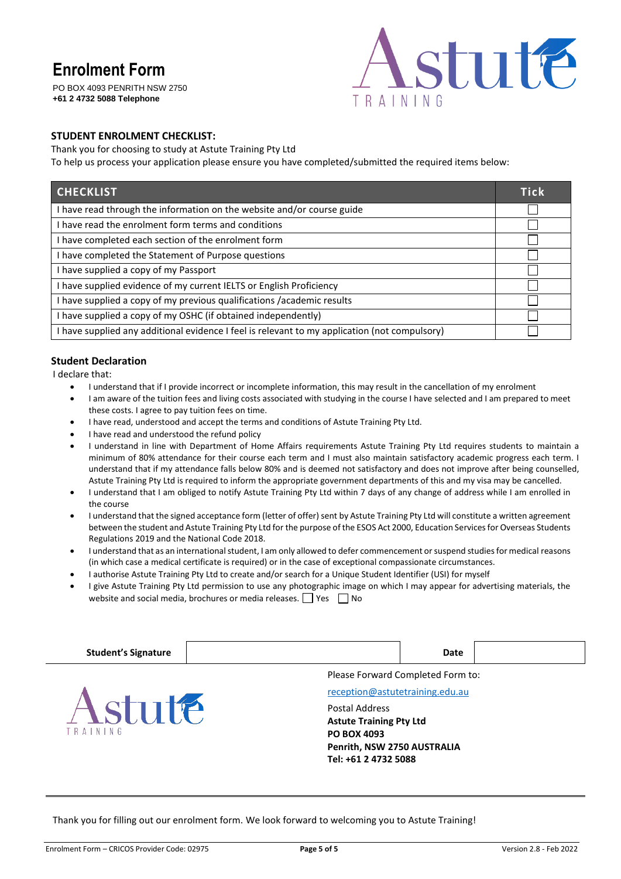# Enrolment Form

PO BOX 4093 PENRITH NSW 2750
**+61 2 4732 5088 Telephone**

### STUDENT ENROLMENT CHECKLIST:

Thank you for choosing to study at Astute Training Pty Ltd
To help us process your application please ensure you have completed/submitted the required items below:

| CHECKLIST | Tick |
|---|---|
| I have read through the information on the website and/or course guide | ☐ |
| I have read the enrolment form terms and conditions | ☐ |
| I have completed each section of the enrolment form | ☐ |
| I have completed the Statement of Purpose questions | ☐ |
| I have supplied a copy of my Passport | ☐ |
| I have supplied evidence of my current IELTS or English Proficiency | ☐ |
| I have supplied a copy of my previous qualifications /academic results | ☐ |
| I have supplied a copy of my OSHC (if obtained independently) | ☐ |
| I have supplied any additional evidence I feel is relevant to my application (not compulsory) | ☐ |

### Student Declaration

I declare that:

- I understand that if I provide incorrect or incomplete information, this may result in the cancellation of my enrolment
- I am aware of the tuition fees and living costs associated with studying in the course I have selected and I am prepared to meet these costs. I agree to pay tuition fees on time.
- I have read, understood and accept the terms and conditions of Astute Training Pty Ltd.
- I have read and understood the refund policy
- I understand in line with Department of Home Affairs requirements Astute Training Pty Ltd requires students to maintain a minimum of 80% attendance for their course each term and I must also maintain satisfactory academic progress each term. I understand that if my attendance falls below 80% and is deemed not satisfactory and does not improve after being counselled, Astute Training Pty Ltd is required to inform the appropriate government departments of this and my visa may be cancelled.
- I understand that I am obliged to notify Astute Training Pty Ltd within 7 days of any change of address while I am enrolled in the course
- I understand that the signed acceptance form (letter of offer) sent by Astute Training Pty Ltd will constitute a written agreement between the student and Astute Training Pty Ltd for the purpose of the ESOS Act 2000, Education Services for Overseas Students Regulations 2019 and the National Code 2018.
- I understand that as an international student, I am only allowed to defer commencement or suspend studies for medical reasons (in which case a medical certificate is required) or in the case of exceptional compassionate circumstances.
- I authorise Astute Training Pty Ltd to create and/or search for a Unique Student Identifier (USI) for myself
- I give Astute Training Pty Ltd permission to use any photographic image on which I may appear for advertising materials, the website and social media, brochures or media releases. ☐ Yes ☐ No

| | | | |
|---|---|---|---|
| **Student's Signature** | | **Date** | |

Please Forward Completed Form to:

reception@astutetraining.edu.au

Postal Address
**Astute Training Pty Ltd**
**PO BOX 4093**
**Penrith, NSW 2750 AUSTRALIA**
**Tel: +61 2 4732 5088**

Thank you for filling out our enrolment form. We look forward to welcoming you to Astute Training!